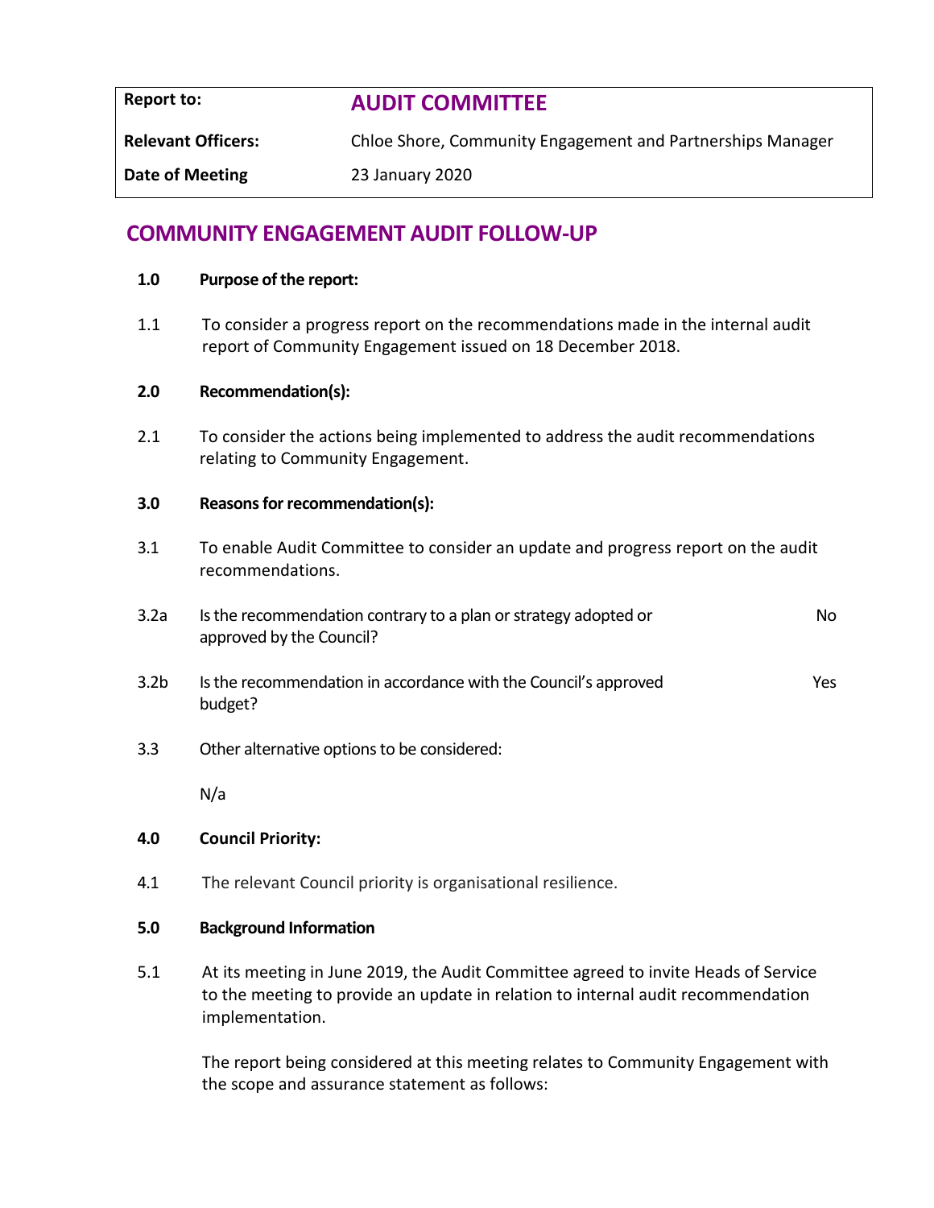| Report to: | **AUDIT COMMITTEE** |
|---|---|
| **Relevant Officers:** | Chloe Shore, Community Engagement and Partnerships Manager |
| **Date of Meeting** | 23 January 2020 |

# COMMUNITY ENGAGEMENT AUDIT FOLLOW-UP

**1.0 Purpose of the report:**

1.1 To consider a progress report on the recommendations made in the internal audit report of Community Engagement issued on 18 December 2018.

**2.0 Recommendation(s):**

2.1 To consider the actions being implemented to address the audit recommendations relating to Community Engagement.

**3.0 Reasons for recommendation(s):**

3.1 To enable Audit Committee to consider an update and progress report on the audit recommendations.

3.2a Is the recommendation contrary to a plan or strategy adopted or approved by the Council? No

3.2b Is the recommendation in accordance with the Council's approved budget? Yes

3.3 Other alternative options to be considered:

N/a

**4.0 Council Priority:**

4.1 The relevant Council priority is organisational resilience.

**5.0 Background Information**

5.1 At its meeting in June 2019, the Audit Committee agreed to invite Heads of Service to the meeting to provide an update in relation to internal audit recommendation implementation.

The report being considered at this meeting relates to Community Engagement with the scope and assurance statement as follows: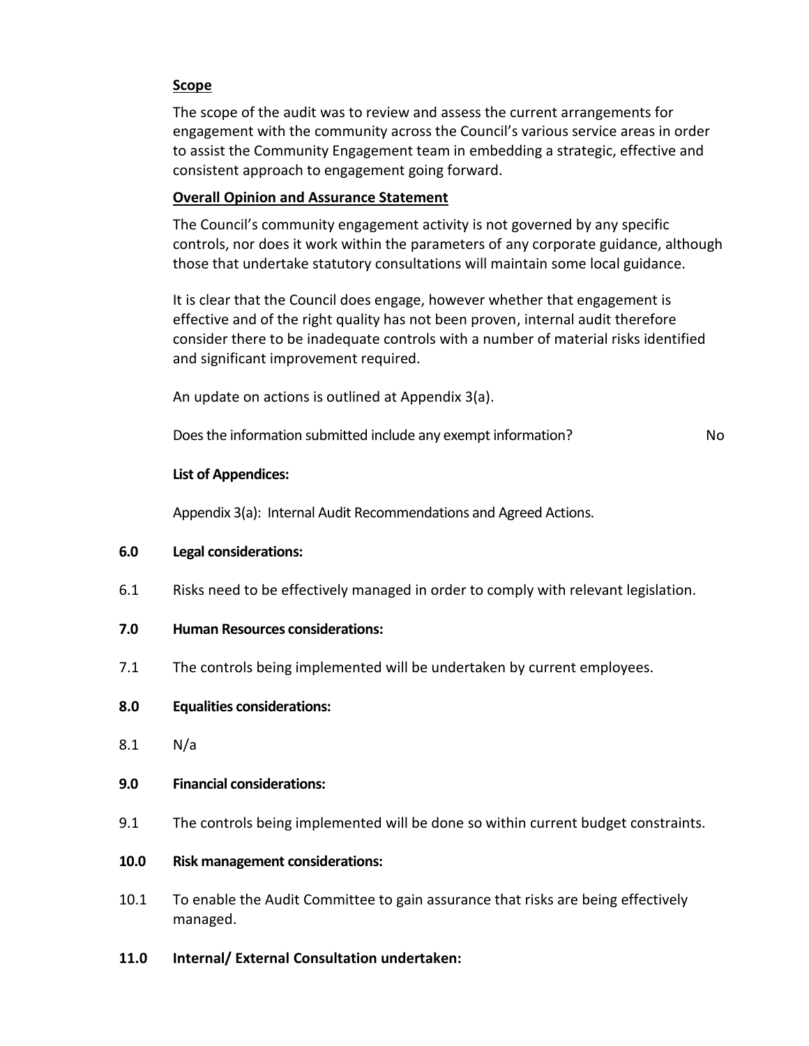**Scope**

The scope of the audit was to review and assess the current arrangements for engagement with the community across the Council's various service areas in order to assist the Community Engagement team in embedding a strategic, effective and consistent approach to engagement going forward.

**Overall Opinion and Assurance Statement**

The Council's community engagement activity is not governed by any specific controls, nor does it work within the parameters of any corporate guidance, although those that undertake statutory consultations will maintain some local guidance.

It is clear that the Council does engage, however whether that engagement is effective and of the right quality has not been proven, internal audit therefore consider there to be inadequate controls with a number of material risks identified and significant improvement required.

An update on actions is outlined at Appendix 3(a).

Does the information submitted include any exempt information? No

**List of Appendices:**

Appendix 3(a): Internal Audit Recommendations and Agreed Actions.

**6.0 Legal considerations:**

6.1 Risks need to be effectively managed in order to comply with relevant legislation.

**7.0 Human Resources considerations:**

7.1 The controls being implemented will be undertaken by current employees.

**8.0 Equalities considerations:**

8.1 N/a

**9.0 Financial considerations:**

9.1 The controls being implemented will be done so within current budget constraints.

**10.0 Risk management considerations:**

10.1 To enable the Audit Committee to gain assurance that risks are being effectively managed.

**11.0 Internal/ External Consultation undertaken:**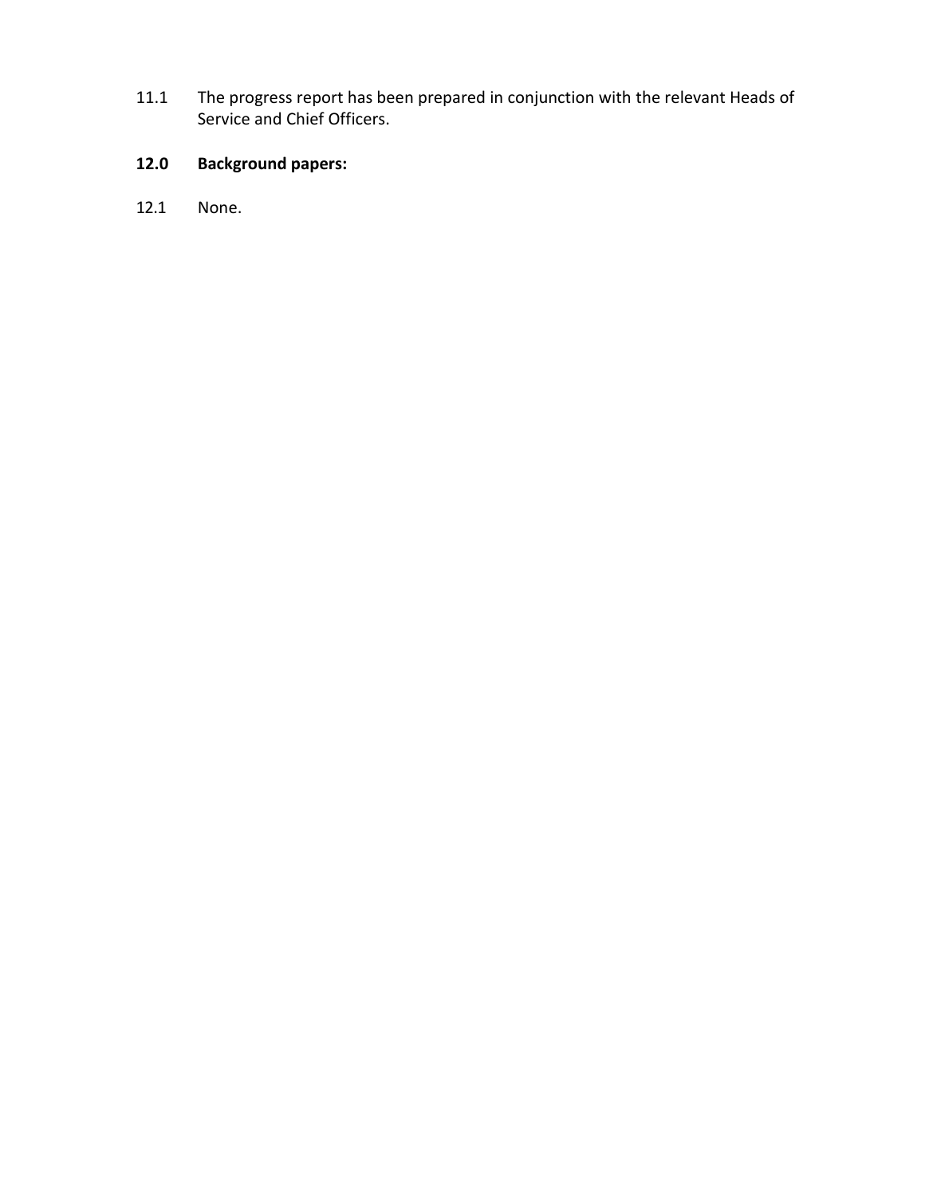11.1 The progress report has been prepared in conjunction with the relevant Heads of Service and Chief Officers.

## 12.0 Background papers:

12.1 None.